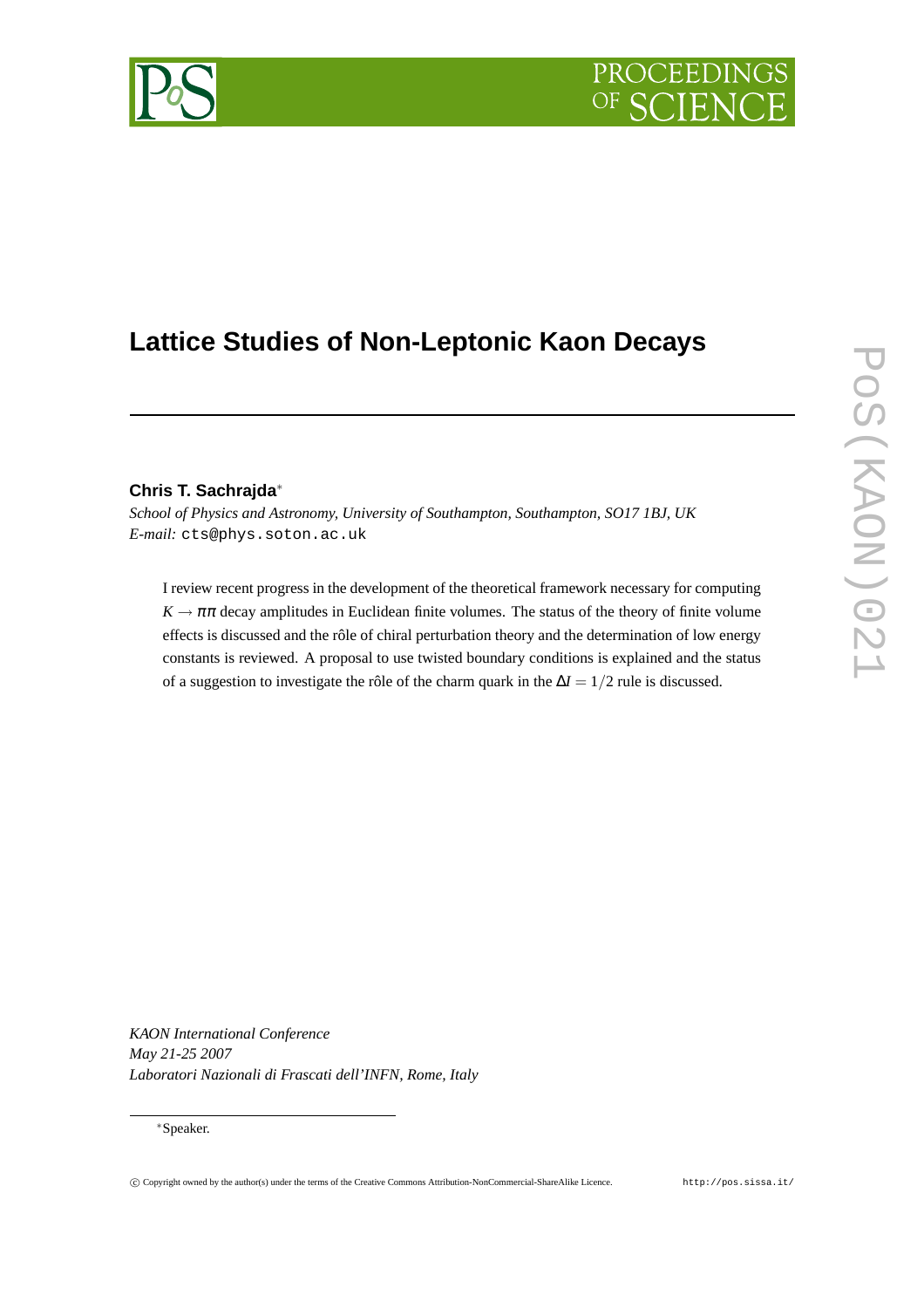# Lattice Studies of Non-Leptonic Kaon Decays

**Chris T. Sachrajda***

*School of Physics and Astronomy, University of Southampton, Southampton, SO17 1BJ, UK*
*E-mail:* cts@phys.soton.ac.uk

I review recent progress in the development of the theoretical framework necessary for computing $K \to \pi\pi$ decay amplitudes in Euclidean finite volumes. The status of the theory of finite volume effects is discussed and the rôle of chiral perturbation theory and the determination of low energy constants is reviewed. A proposal to use twisted boundary conditions is explained and the status of a suggestion to investigate the rôle of the charm quark in the $\Delta I = 1/2$ rule is discussed.

*KAON International Conference*
*May 21-25 2007*
*Laboratori Nazionali di Frascati dell'INFN, Rome, Italy*

*Speaker.

© Copyright owned by the author(s) under the terms of the Creative Commons Attribution-NonCommercial-ShareAlike Licence. http://pos.sissa.it/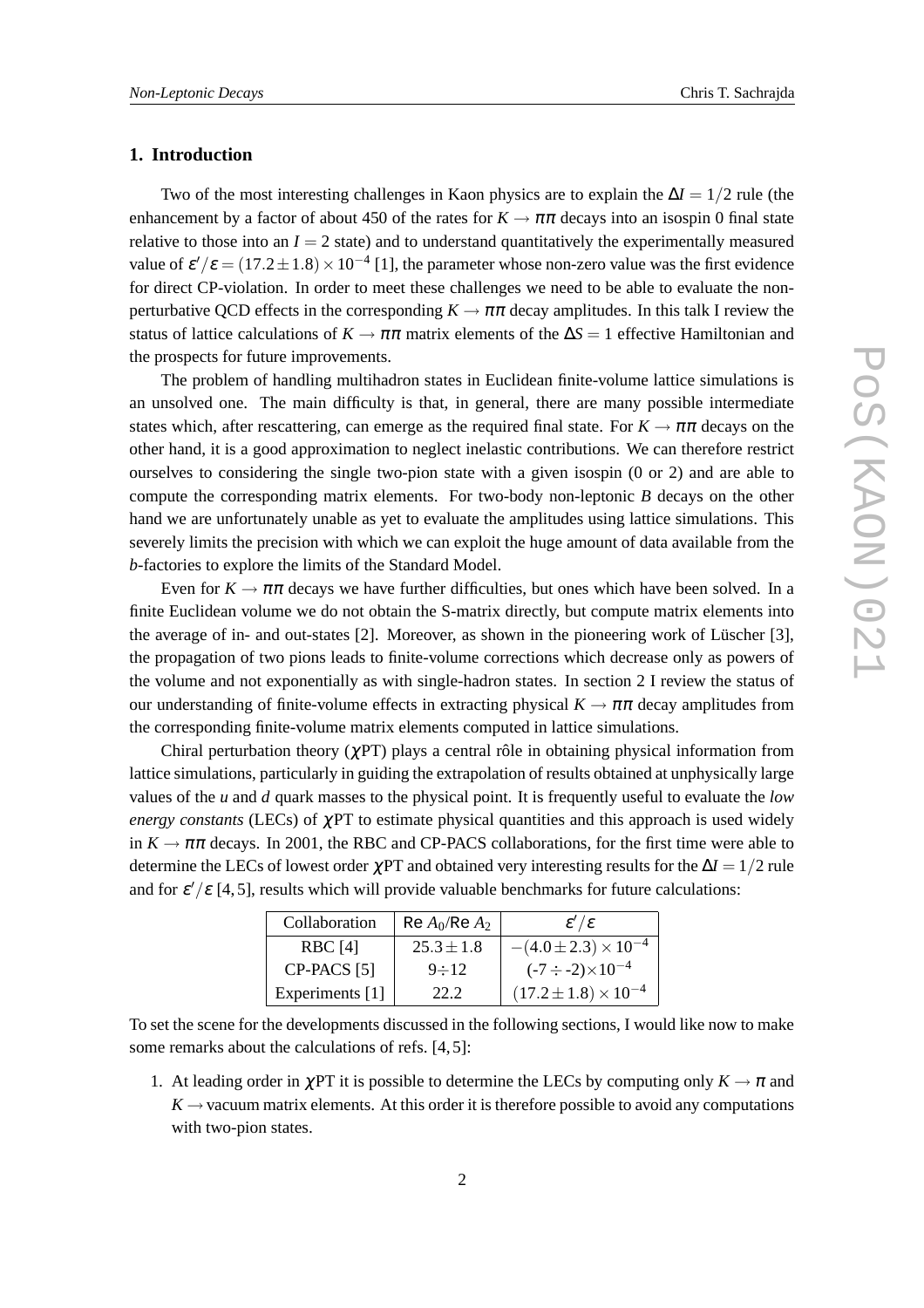## 1. Introduction

Two of the most interesting challenges in Kaon physics are to explain the $\Delta I = 1/2$ rule (the enhancement by a factor of about 450 of the rates for $K \to \pi\pi$ decays into an isospin 0 final state relative to those into an $I = 2$ state) and to understand quantitatively the experimentally measured value of $\varepsilon'/\varepsilon = (17.2 \pm 1.8) \times 10^{-4}$ [1], the parameter whose non-zero value was the first evidence for direct CP-violation. In order to meet these challenges we need to be able to evaluate the non-perturbative QCD effects in the corresponding $K \to \pi\pi$ decay amplitudes. In this talk I review the status of lattice calculations of $K \to \pi\pi$ matrix elements of the $\Delta S = 1$ effective Hamiltonian and the prospects for future improvements.

The problem of handling multihadron states in Euclidean finite-volume lattice simulations is an unsolved one. The main difficulty is that, in general, there are many possible intermediate states which, after rescattering, can emerge as the required final state. For $K \to \pi\pi$ decays on the other hand, it is a good approximation to neglect inelastic contributions. We can therefore restrict ourselves to considering the single two-pion state with a given isospin (0 or 2) and are able to compute the corresponding matrix elements. For two-body non-leptonic $B$ decays on the other hand we are unfortunately unable as yet to evaluate the amplitudes using lattice simulations. This severely limits the precision with which we can exploit the huge amount of data available from the $b$-factories to explore the limits of the Standard Model.

Even for $K \to \pi\pi$ decays we have further difficulties, but ones which have been solved. In a finite Euclidean volume we do not obtain the S-matrix directly, but compute matrix elements into the average of in- and out-states [2]. Moreover, as shown in the pioneering work of Lüscher [3], the propagation of two pions leads to finite-volume corrections which decrease only as powers of the volume and not exponentially as with single-hadron states. In section 2 I review the status of our understanding of finite-volume effects in extracting physical $K \to \pi\pi$ decay amplitudes from the corresponding finite-volume matrix elements computed in lattice simulations.

Chiral perturbation theory ($\chi$PT) plays a central rôle in obtaining physical information from lattice simulations, particularly in guiding the extrapolation of results obtained at unphysically large values of the $u$ and $d$ quark masses to the physical point. It is frequently useful to evaluate the *low energy constants* (LECs) of $\chi$PT to estimate physical quantities and this approach is used widely in $K \to \pi\pi$ decays. In 2001, the RBC and CP-PACS collaborations, for the first time were able to determine the LECs of lowest order $\chi$PT and obtained very interesting results for the $\Delta I = 1/2$ rule and for $\varepsilon'/\varepsilon$ [4, 5], results which will provide valuable benchmarks for future calculations:

| Collaboration | Re $A_0$/Re $A_2$ | $\varepsilon'/\varepsilon$ |
|---|---|---|
| RBC [4] | $25.3 \pm 1.8$ | $-(4.0 \pm 2.3) \times 10^{-4}$ |
| CP-PACS [5] | $9 \div 12$ | $(-7 \div -2) \times 10^{-4}$ |
| Experiments [1] | 22.2 | $(17.2 \pm 1.8) \times 10^{-4}$ |

To set the scene for the developments discussed in the following sections, I would like now to make some remarks about the calculations of refs. [4, 5]:

1. At leading order in $\chi$PT it is possible to determine the LECs by computing only $K \to \pi$ and $K \to$ vacuum matrix elements. At this order it is therefore possible to avoid any computations with two-pion states.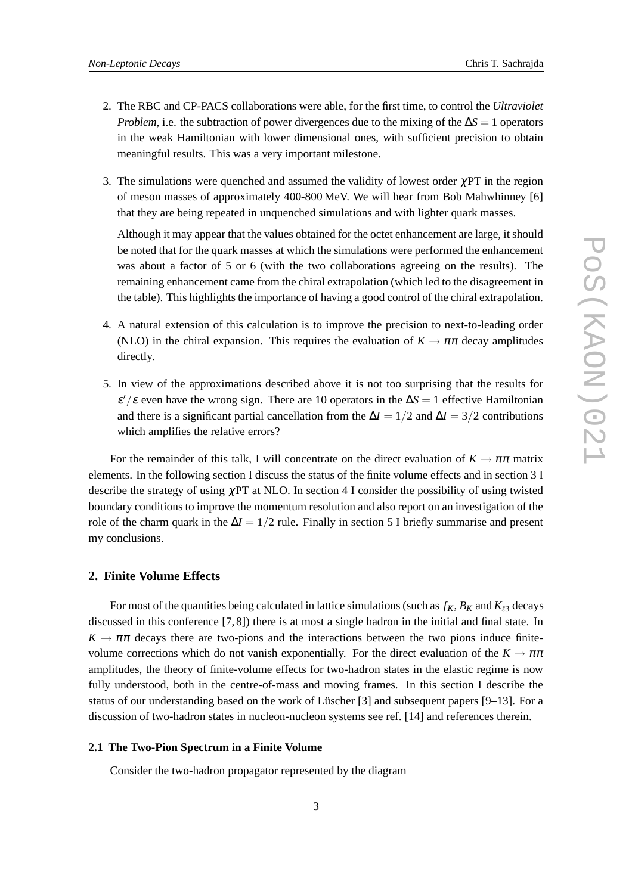2. The RBC and CP-PACS collaborations were able, for the first time, to control the *Ultraviolet Problem*, i.e. the subtraction of power divergences due to the mixing of the $\Delta S = 1$ operators in the weak Hamiltonian with lower dimensional ones, with sufficient precision to obtain meaningful results. This was a very important milestone.

3. The simulations were quenched and assumed the validity of lowest order $\chi$PT in the region of meson masses of approximately 400-800 MeV. We will hear from Bob Mahwhinney [6] that they are being repeated in unquenched simulations and with lighter quark masses.

   Although it may appear that the values obtained for the octet enhancement are large, it should be noted that for the quark masses at which the simulations were performed the enhancement was about a factor of 5 or 6 (with the two collaborations agreeing on the results). The remaining enhancement came from the chiral extrapolation (which led to the disagreement in the table). This highlights the importance of having a good control of the chiral extrapolation.

4. A natural extension of this calculation is to improve the precision to next-to-leading order (NLO) in the chiral expansion. This requires the evaluation of $K \to \pi\pi$ decay amplitudes directly.

5. In view of the approximations described above it is not too surprising that the results for $\varepsilon'/\varepsilon$ even have the wrong sign. There are 10 operators in the $\Delta S = 1$ effective Hamiltonian and there is a significant partial cancellation from the $\Delta I = 1/2$ and $\Delta I = 3/2$ contributions which amplifies the relative errors?

For the remainder of this talk, I will concentrate on the direct evaluation of $K \to \pi\pi$ matrix elements. In the following section I discuss the status of the finite volume effects and in section 3 I describe the strategy of using $\chi$PT at NLO. In section 4 I consider the possibility of using twisted boundary conditions to improve the momentum resolution and also report on an investigation of the role of the charm quark in the $\Delta I = 1/2$ rule. Finally in section 5 I briefly summarise and present my conclusions.

## 2. Finite Volume Effects

For most of the quantities being calculated in lattice simulations (such as $f_K$, $B_K$ and $K_{\ell 3}$ decays discussed in this conference [7, 8]) there is at most a single hadron in the initial and final state. In $K \to \pi\pi$ decays there are two-pions and the interactions between the two pions induce finite-volume corrections which do not vanish exponentially. For the direct evaluation of the $K \to \pi\pi$ amplitudes, the theory of finite-volume effects for two-hadron states in the elastic regime is now fully understood, both in the centre-of-mass and moving frames. In this section I describe the status of our understanding based on the work of Lüscher [3] and subsequent papers [9–13]. For a discussion of two-hadron states in nucleon-nucleon systems see ref. [14] and references therein.

### 2.1 The Two-Pion Spectrum in a Finite Volume

Consider the two-hadron propagator represented by the diagram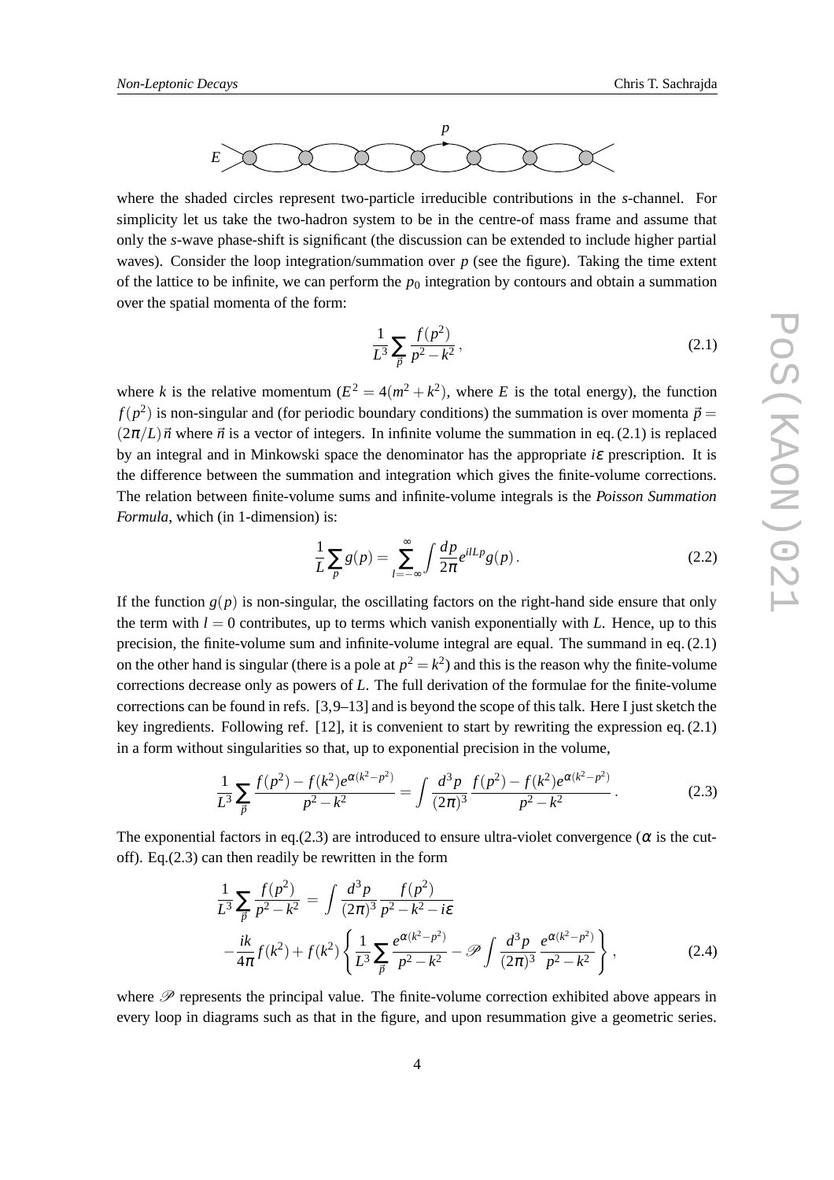where the shaded circles represent two-particle irreducible contributions in the *s*-channel. For simplicity let us take the two-hadron system to be in the centre-of mass frame and assume that only the *s*-wave phase-shift is significant (the discussion can be extended to include higher partial waves). Consider the loop integration/summation over $p$ (see the figure). Taking the time extent of the lattice to be infinite, we can perform the $p_0$ integration by contours and obtain a summation over the spatial momenta of the form:

$$\frac{1}{L^3}\sum_{\vec{p}}\frac{f(p^2)}{p^2-k^2}\,, \tag{2.1}$$

where $k$ is the relative momentum ($E^2 = 4(m^2+k^2)$, where $E$ is the total energy), the function $f(p^2)$ is non-singular and (for periodic boundary conditions) the summation is over momenta $\vec{p} = (2\pi/L)\,\vec{n}$ where $\vec{n}$ is a vector of integers. In infinite volume the summation in eq. (2.1) is replaced by an integral and in Minkowski space the denominator has the appropriate $i\varepsilon$ prescription. It is the difference between the summation and integration which gives the finite-volume corrections. The relation between finite-volume sums and infinite-volume integrals is the *Poisson Summation Formula*, which (in 1-dimension) is:

$$\frac{1}{L}\sum_{p} g(p) = \sum_{l=-\infty}^{\infty}\int\frac{dp}{2\pi}e^{ilLp}g(p)\,. \tag{2.2}$$

If the function $g(p)$ is non-singular, the oscillating factors on the right-hand side ensure that only the term with $l=0$ contributes, up to terms which vanish exponentially with $L$. Hence, up to this precision, the finite-volume sum and infinite-volume integral are equal. The summand in eq. (2.1) on the other hand is singular (there is a pole at $p^2=k^2$) and this is the reason why the finite-volume corrections decrease only as powers of $L$. The full derivation of the formulae for the finite-volume corrections can be found in refs. [3,9–13] and is beyond the scope of this talk. Here I just sketch the key ingredients. Following ref. [12], it is convenient to start by rewriting the expression eq. (2.1) in a form without singularities so that, up to exponential precision in the volume,

$$\frac{1}{L^3}\sum_{\vec{p}}\frac{f(p^2)-f(k^2)e^{\alpha(k^2-p^2)}}{p^2-k^2} = \int\frac{d^3p}{(2\pi)^3}\,\frac{f(p^2)-f(k^2)e^{\alpha(k^2-p^2)}}{p^2-k^2}\,. \tag{2.3}$$

The exponential factors in eq.(2.3) are introduced to ensure ultra-violet convergence ($\alpha$ is the cut-off). Eq.(2.3) can then readily be rewritten in the form

$$\begin{aligned}\frac{1}{L^3}\sum_{\vec{p}}\frac{f(p^2)}{p^2-k^2} \;&=\; \int\frac{d^3p}{(2\pi)^3}\frac{f(p^2)}{p^2-k^2-i\varepsilon}\\ &-\frac{ik}{4\pi}f(k^2)+f(k^2)\left\{\frac{1}{L^3}\sum_{\vec{p}}\frac{e^{\alpha(k^2-p^2)}}{p^2-k^2}-\mathscr{P}\int\frac{d^3p}{(2\pi)^3}\,\frac{e^{\alpha(k^2-p^2)}}{p^2-k^2}\right\},\end{aligned} \tag{2.4}$$

where $\mathscr{P}$ represents the principal value. The finite-volume correction exhibited above appears in every loop in diagrams such as that in the figure, and upon resummation give a geometric series.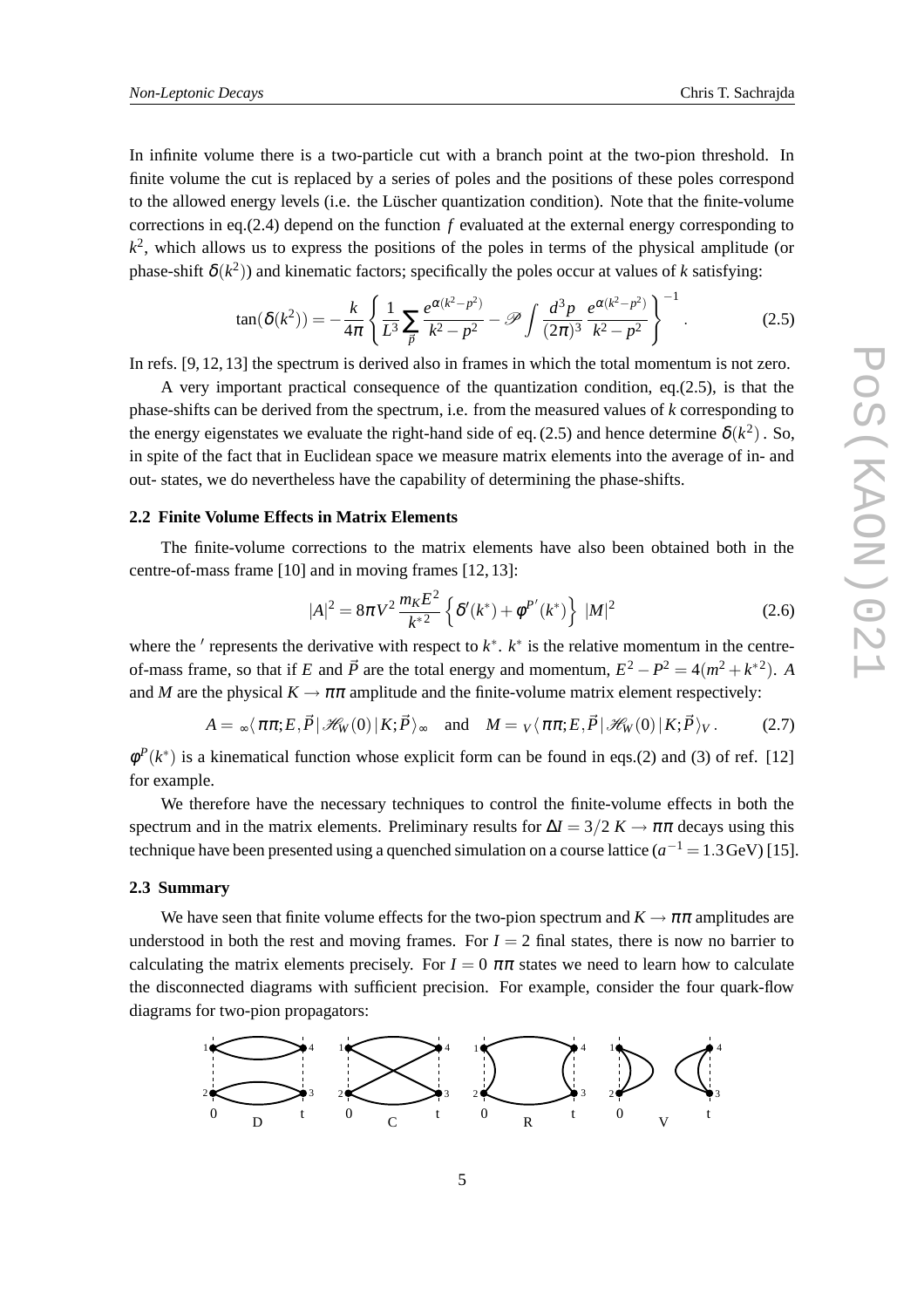In infinite volume there is a two-particle cut with a branch point at the two-pion threshold. In finite volume the cut is replaced by a series of poles and the positions of these poles correspond to the allowed energy levels (i.e. the Lüscher quantization condition). Note that the finite-volume corrections in eq.(2.4) depend on the function $f$ evaluated at the external energy corresponding to $k^2$, which allows us to express the positions of the poles in terms of the physical amplitude (or phase-shift $\delta(k^2)$) and kinematic factors; specifically the poles occur at values of $k$ satisfying:

$$\tan(\delta(k^2)) = -\frac{k}{4\pi}\left\{\frac{1}{L^3}\sum_{\vec{p}}\frac{e^{\alpha(k^2-p^2)}}{k^2-p^2} - \mathscr{P}\int\frac{d^3p}{(2\pi)^3}\frac{e^{\alpha(k^2-p^2)}}{k^2-p^2}\right\}^{-1}. \tag{2.5}$$

In refs. [9, 12, 13] the spectrum is derived also in frames in which the total momentum is not zero.

A very important practical consequence of the quantization condition, eq.(2.5), is that the phase-shifts can be derived from the spectrum, i.e. from the measured values of $k$ corresponding to the energy eigenstates we evaluate the right-hand side of eq. (2.5) and hence determine $\delta(k^2)$ . So, in spite of the fact that in Euclidean space we measure matrix elements into the average of in- and out- states, we do nevertheless have the capability of determining the phase-shifts.

### 2.2 Finite Volume Effects in Matrix Elements

The finite-volume corrections to the matrix elements have also been obtained both in the centre-of-mass frame [10] and in moving frames [12, 13]:

$$|A|^2 = 8\pi V^2\,\frac{m_K E^2}{k^{*2}}\left\{\delta'(k^*) + \phi^{P'}(k^*)\right\}\;|M|^2 \tag{2.6}$$

where the $'$ represents the derivative with respect to $k^*$. $k^*$ is the relative momentum in the centre-of-mass frame, so that if $E$ and $\vec{P}$ are the total energy and momentum, $E^2 - P^2 = 4(m^2 + k^{*2})$. $A$ and $M$ are the physical $K \to \pi\pi$ amplitude and the finite-volume matrix element respectively:

$$A = {}_{\infty}\langle\,\pi\pi; E, \vec{P}\,|\,\mathscr{H}_W(0)\,|\,K; \vec{P}\,\rangle_{\infty} \quad \text{and} \quad M = {}_{V}\langle\,\pi\pi; E, \vec{P}\,|\,\mathscr{H}_W(0)\,|\,K; \vec{P}\,\rangle_{V}\,. \tag{2.7}$$

$\phi^P(k^*)$ is a kinematical function whose explicit form can be found in eqs.(2) and (3) of ref. [12] for example.

We therefore have the necessary techniques to control the finite-volume effects in both the spectrum and in the matrix elements. Preliminary results for $\Delta I = 3/2$ $K \to \pi\pi$ decays using this technique have been presented using a quenched simulation on a course lattice ($a^{-1} = 1.3\,\text{GeV}$) [15].

### 2.3 Summary

We have seen that finite volume effects for the two-pion spectrum and $K \to \pi\pi$ amplitudes are understood in both the rest and moving frames. For $I = 2$ final states, there is now no barrier to calculating the matrix elements precisely. For $I = 0$ $\pi\pi$ states we need to learn how to calculate the disconnected diagrams with sufficient precision. For example, consider the four quark-flow diagrams for two-pion propagators: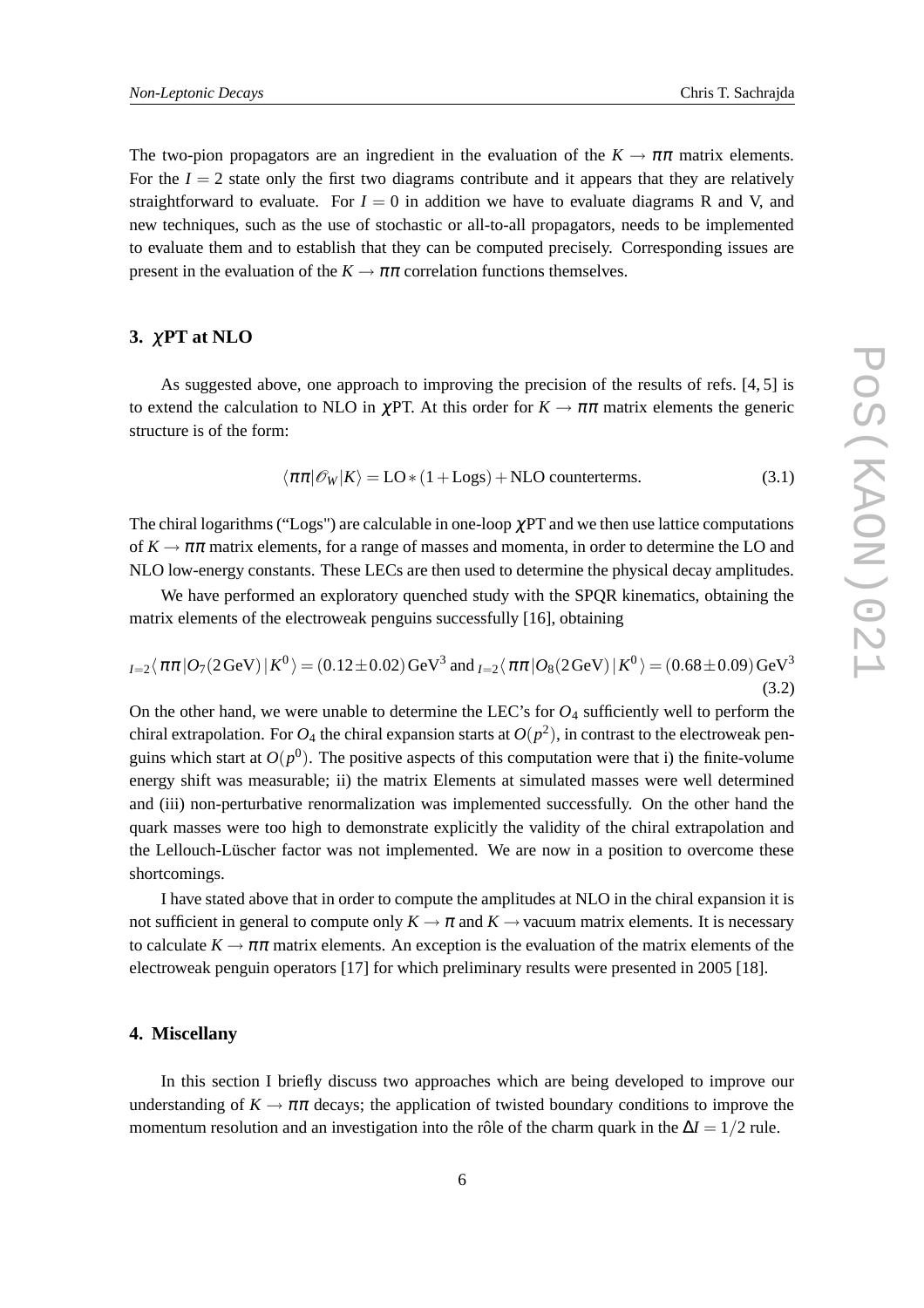The two-pion propagators are an ingredient in the evaluation of the $K \to \pi\pi$ matrix elements. For the $I = 2$ state only the first two diagrams contribute and it appears that they are relatively straightforward to evaluate. For $I = 0$ in addition we have to evaluate diagrams R and V, and new techniques, such as the use of stochastic or all-to-all propagators, needs to be implemented to evaluate them and to establish that they can be computed precisely. Corresponding issues are present in the evaluation of the $K \to \pi\pi$ correlation functions themselves.

## 3. $\chi$PT at NLO

As suggested above, one approach to improving the precision of the results of refs. [4, 5] is to extend the calculation to NLO in $\chi$PT. At this order for $K \to \pi\pi$ matrix elements the generic structure is of the form:

$$\langle \pi\pi | \mathscr{O}_W | K \rangle = \text{LO} * (1 + \text{Logs}) + \text{NLO counterterms}. \tag{3.1}$$

The chiral logarithms ("Logs") are calculable in one-loop $\chi$PT and we then use lattice computations of $K \to \pi\pi$ matrix elements, for a range of masses and momenta, in order to determine the LO and NLO low-energy constants. These LECs are then used to determine the physical decay amplitudes.

We have performed an exploratory quenched study with the SPQR kinematics, obtaining the matrix elements of the electroweak penguins successfully [16], obtaining

$$_{I=2}\langle\, \pi\pi\, | O_7(2\,\text{GeV})\, | K^0 \,\rangle = (0.12 \pm 0.02)\,\text{GeV}^3 \text{ and } _{I=2}\langle\, \pi\pi\, | O_8(2\,\text{GeV})\, | K^0 \,\rangle = (0.68 \pm 0.09)\,\text{GeV}^3 \tag{3.2}$$

On the other hand, we were unable to determine the LEC's for $O_4$ sufficiently well to perform the chiral extrapolation. For $O_4$ the chiral expansion starts at $O(p^2)$, in contrast to the electroweak penguins which start at $O(p^0)$. The positive aspects of this computation were that i) the finite-volume energy shift was measurable; ii) the matrix Elements at simulated masses were well determined and (iii) non-perturbative renormalization was implemented successfully. On the other hand the quark masses were too high to demonstrate explicitly the validity of the chiral extrapolation and the Lellouch-Lüscher factor was not implemented. We are now in a position to overcome these shortcomings.

I have stated above that in order to compute the amplitudes at NLO in the chiral expansion it is not sufficient in general to compute only $K \to \pi$ and $K \to$vacuum matrix elements. It is necessary to calculate $K \to \pi\pi$ matrix elements. An exception is the evaluation of the matrix elements of the electroweak penguin operators [17] for which preliminary results were presented in 2005 [18].

## 4. Miscellany

In this section I briefly discuss two approaches which are being developed to improve our understanding of $K \to \pi\pi$ decays; the application of twisted boundary conditions to improve the momentum resolution and an investigation into the rôle of the charm quark in the $\Delta I = 1/2$ rule.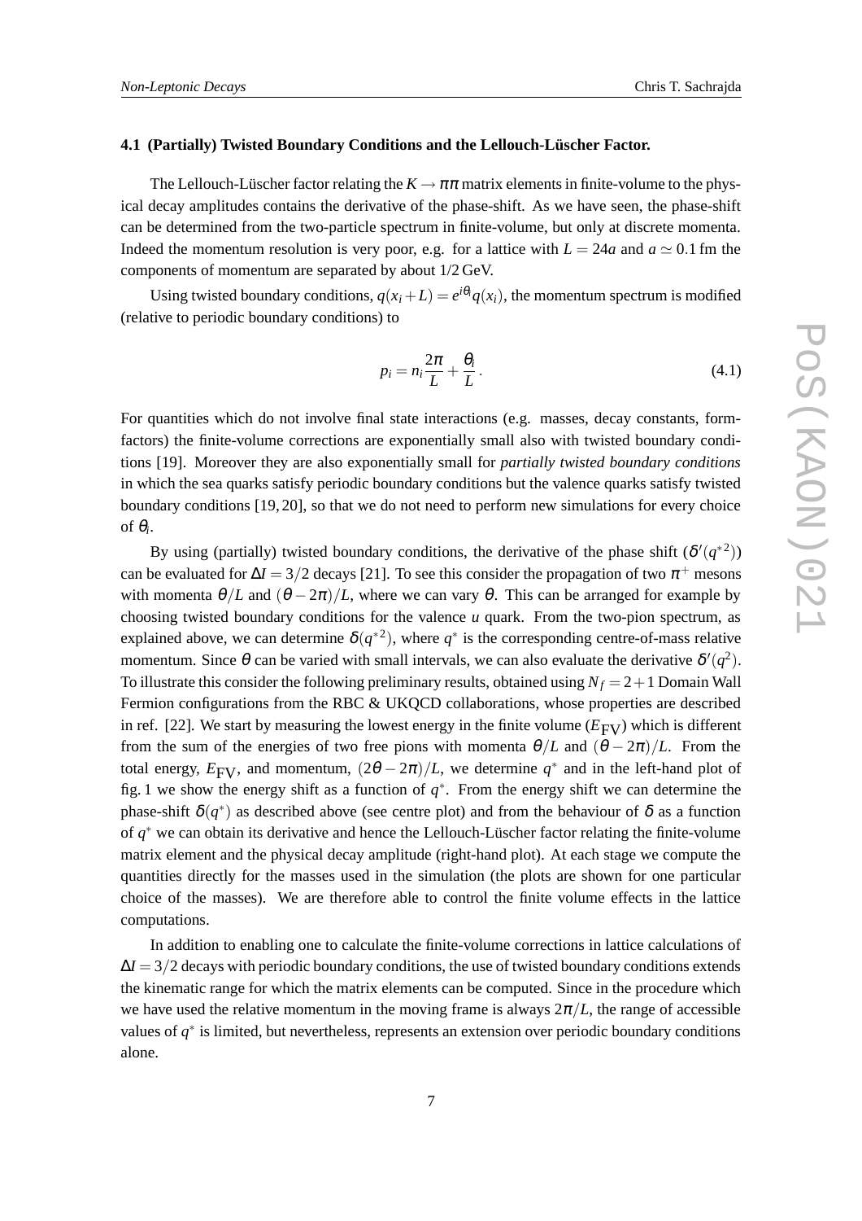### 4.1 (Partially) Twisted Boundary Conditions and the Lellouch-Lüscher Factor.

The Lellouch-Lüscher factor relating the $K \to \pi\pi$ matrix elements in finite-volume to the physical decay amplitudes contains the derivative of the phase-shift. As we have seen, the phase-shift can be determined from the two-particle spectrum in finite-volume, but only at discrete momenta. Indeed the momentum resolution is very poor, e.g. for a lattice with $L = 24a$ and $a \simeq 0.1$ fm the components of momentum are separated by about 1/2 GeV.

Using twisted boundary conditions, $q(x_i + L) = e^{i\theta_i} q(x_i)$, the momentum spectrum is modified (relative to periodic boundary conditions) to

$$p_i = n_i \frac{2\pi}{L} + \frac{\theta_i}{L}\,. \tag{4.1}$$

For quantities which do not involve final state interactions (e.g. masses, decay constants, form-factors) the finite-volume corrections are exponentially small also with twisted boundary conditions [19]. Moreover they are also exponentially small for *partially twisted boundary conditions* in which the sea quarks satisfy periodic boundary conditions but the valence quarks satisfy twisted boundary conditions [19, 20], so that we do not need to perform new simulations for every choice of $\theta_i$.

By using (partially) twisted boundary conditions, the derivative of the phase shift ($\delta'(q^{*2})$) can be evaluated for $\Delta I = 3/2$ decays [21]. To see this consider the propagation of two $\pi^+$ mesons with momenta $\theta/L$ and $(\theta - 2\pi)/L$, where we can vary $\theta$. This can be arranged for example by choosing twisted boundary conditions for the valence $u$ quark. From the two-pion spectrum, as explained above, we can determine $\delta(q^{*2})$, where $q^*$ is the corresponding centre-of-mass relative momentum. Since $\theta$ can be varied with small intervals, we can also evaluate the derivative $\delta'(q^2)$. To illustrate this consider the following preliminary results, obtained using $N_f = 2+1$ Domain Wall Fermion configurations from the RBC & UKQCD collaborations, whose properties are described in ref. [22]. We start by measuring the lowest energy in the finite volume ($E_{\rm FV}$) which is different from the sum of the energies of two free pions with momenta $\theta/L$ and $(\theta - 2\pi)/L$. From the total energy, $E_{\rm FV}$, and momentum, $(2\theta - 2\pi)/L$, we determine $q^*$ and in the left-hand plot of fig. 1 we show the energy shift as a function of $q^*$. From the energy shift we can determine the phase-shift $\delta(q^*)$ as described above (see centre plot) and from the behaviour of $\delta$ as a function of $q^*$ we can obtain its derivative and hence the Lellouch-Lüscher factor relating the finite-volume matrix element and the physical decay amplitude (right-hand plot). At each stage we compute the quantities directly for the masses used in the simulation (the plots are shown for one particular choice of the masses). We are therefore able to control the finite volume effects in the lattice computations.

In addition to enabling one to calculate the finite-volume corrections in lattice calculations of $\Delta I = 3/2$ decays with periodic boundary conditions, the use of twisted boundary conditions extends the kinematic range for which the matrix elements can be computed. Since in the procedure which we have used the relative momentum in the moving frame is always $2\pi/L$, the range of accessible values of $q^*$ is limited, but nevertheless, represents an extension over periodic boundary conditions alone.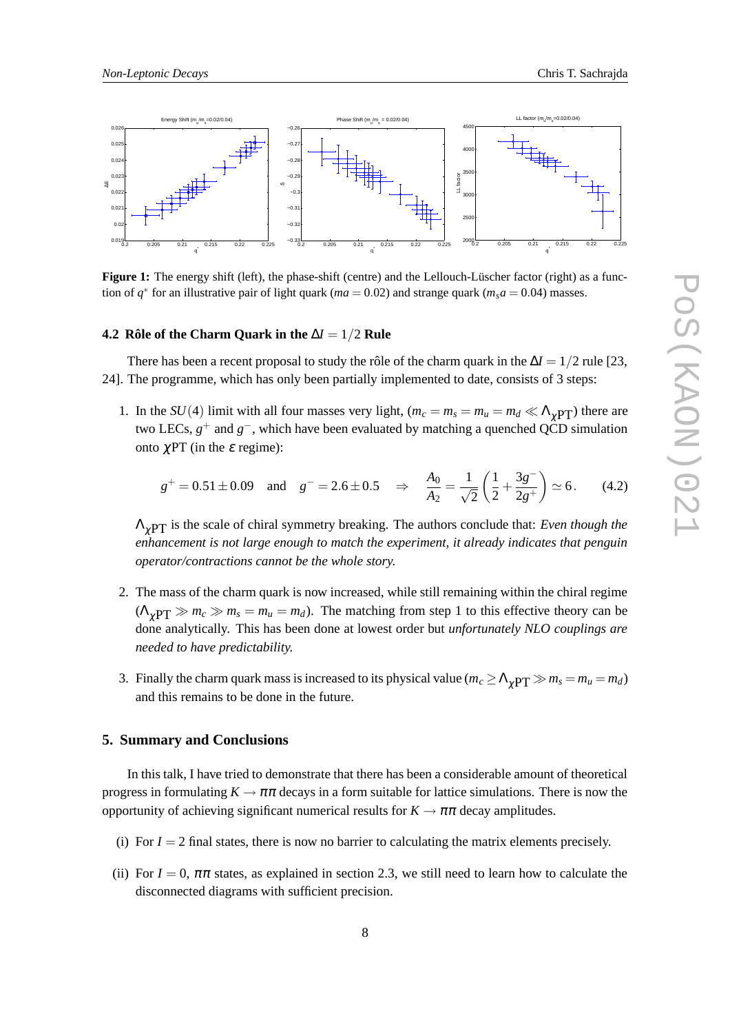Energy Shift ($m_u/m_s$=0.02/0.04)

0.026
0.025
0.024
0.023
0.022
0.021
0.02
0.019

ΔE

0.2 0.205 0.21 0.215 0.22 0.225

q*

Phase Shift ($m_u/m_s$ = 0.02/0.04)

−0.26
−0.27
−0.28
−0.29
−0.3
−0.31
−0.32
−0.33

δ

0.2 0.205 0.21 0.215 0.22 0.225

q*

LL factor ($m_u/m_s$=0.02/0.04)

4500
4000
3500
3000
2500
2000

LL factor

0.2 0.205 0.21 0.215 0.22 0.225

q*

**Figure 1:** The energy shift (left), the phase-shift (centre) and the Lellouch-Lüscher factor (right) as a function of $q^*$ for an illustrative pair of light quark ($ma = 0.02$) and strange quark ($m_s a = 0.04$) masses.

### 4.2 Rôle of the Charm Quark in the $\Delta I = 1/2$ Rule

There has been a recent proposal to study the rôle of the charm quark in the $\Delta I = 1/2$ rule [23, 24]. The programme, which has only been partially implemented to date, consists of 3 steps:

1. In the $SU(4)$ limit with all four masses very light, ($m_c = m_s = m_u = m_d \ll \Lambda_{\chi\text{PT}}$) there are two LECs, $g^+$ and $g^-$, which have been evaluated by matching a quenched QCD simulation onto $\chi$PT (in the $\varepsilon$ regime):

$$g^+ = 0.51 \pm 0.09 \quad \text{and} \quad g^- = 2.6 \pm 0.5 \quad \Rightarrow \quad \frac{A_0}{A_2} = \frac{1}{\sqrt{2}}\left(\frac{1}{2} + \frac{3g^-}{2g^+}\right) \simeq 6\,. \tag{4.2}$$

   $\Lambda_{\chi\text{PT}}$ is the scale of chiral symmetry breaking. The authors conclude that: *Even though the enhancement is not large enough to match the experiment, it already indicates that penguin operator/contractions cannot be the whole story.*

2. The mass of the charm quark is now increased, while still remaining within the chiral regime ($\Lambda_{\chi\text{PT}} \gg m_c \gg m_s = m_u = m_d$). The matching from step 1 to this effective theory can be done analytically. This has been done at lowest order but *unfortunately NLO couplings are needed to have predictability.*

3. Finally the charm quark mass is increased to its physical value ($m_c \geq \Lambda_{\chi\text{PT}} \gg m_s = m_u = m_d$) and this remains to be done in the future.

## 5. Summary and Conclusions

In this talk, I have tried to demonstrate that there has been a considerable amount of theoretical progress in formulating $K \to \pi\pi$ decays in a form suitable for lattice simulations. There is now the opportunity of achieving significant numerical results for $K \to \pi\pi$ decay amplitudes.

(i) For $I = 2$ final states, there is now no barrier to calculating the matrix elements precisely.

(ii) For $I = 0$, $\pi\pi$ states, as explained in section 2.3, we still need to learn how to calculate the disconnected diagrams with sufficient precision.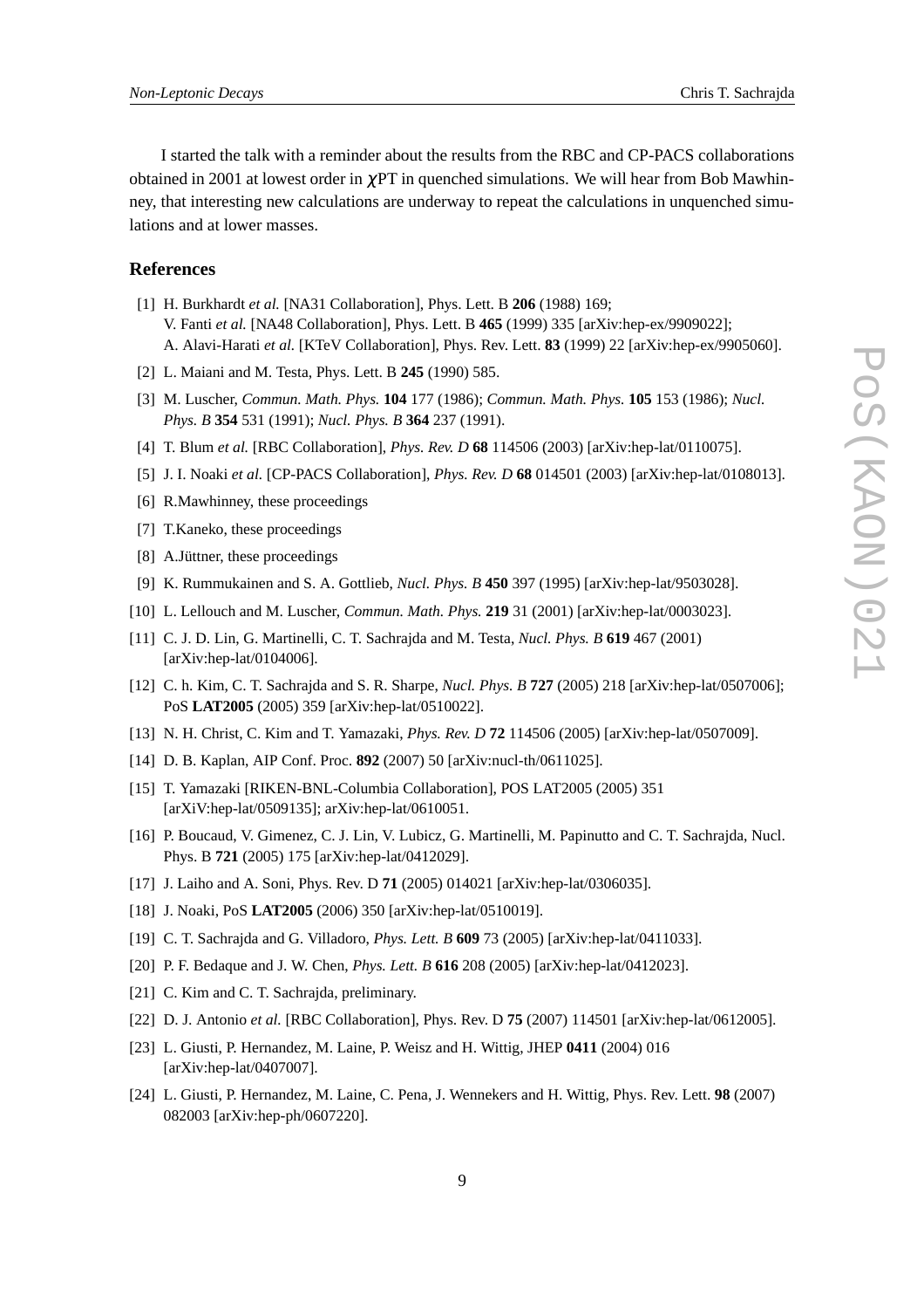I started the talk with a reminder about the results from the RBC and CP-PACS collaborations obtained in 2001 at lowest order in $\chi$PT in quenched simulations. We will hear from Bob Mawhinney, that interesting new calculations are underway to repeat the calculations in unquenched simulations and at lower masses.

## References

[1] H. Burkhardt *et al.* [NA31 Collaboration], Phys. Lett. B **206** (1988) 169;
V. Fanti *et al.* [NA48 Collaboration], Phys. Lett. B **465** (1999) 335 [arXiv:hep-ex/9909022];
A. Alavi-Harati *et al.* [KTeV Collaboration], Phys. Rev. Lett. **83** (1999) 22 [arXiv:hep-ex/9905060].

[2] L. Maiani and M. Testa, Phys. Lett. B **245** (1990) 585.

[3] M. Luscher, *Commun. Math. Phys.* **104** 177 (1986); *Commun. Math. Phys.* **105** 153 (1986); *Nucl. Phys. B* **354** 531 (1991); *Nucl. Phys. B* **364** 237 (1991).

[4] T. Blum *et al.* [RBC Collaboration], *Phys. Rev. D* **68** 114506 (2003) [arXiv:hep-lat/0110075].

[5] J. I. Noaki *et al.* [CP-PACS Collaboration], *Phys. Rev. D* **68** 014501 (2003) [arXiv:hep-lat/0108013].

[6] R.Mawhinney, these proceedings

[7] T.Kaneko, these proceedings

[8] A.Jüttner, these proceedings

[9] K. Rummukainen and S. A. Gottlieb, *Nucl. Phys. B* **450** 397 (1995) [arXiv:hep-lat/9503028].

[10] L. Lellouch and M. Luscher, *Commun. Math. Phys.* **219** 31 (2001) [arXiv:hep-lat/0003023].

[11] C. J. D. Lin, G. Martinelli, C. T. Sachrajda and M. Testa, *Nucl. Phys. B* **619** 467 (2001) [arXiv:hep-lat/0104006].

[12] C. h. Kim, C. T. Sachrajda and S. R. Sharpe, *Nucl. Phys. B* **727** (2005) 218 [arXiv:hep-lat/0507006]; PoS **LAT2005** (2005) 359 [arXiv:hep-lat/0510022].

[13] N. H. Christ, C. Kim and T. Yamazaki, *Phys. Rev. D* **72** 114506 (2005) [arXiv:hep-lat/0507009].

[14] D. B. Kaplan, AIP Conf. Proc. **892** (2007) 50 [arXiv:nucl-th/0611025].

[15] T. Yamazaki [RIKEN-BNL-Columbia Collaboration], POS LAT2005 (2005) 351 [arXiV:hep-lat/0509135]; arXiv:hep-lat/0610051.

[16] P. Boucaud, V. Gimenez, C. J. Lin, V. Lubicz, G. Martinelli, M. Papinutto and C. T. Sachrajda, Nucl. Phys. B **721** (2005) 175 [arXiv:hep-lat/0412029].

[17] J. Laiho and A. Soni, Phys. Rev. D **71** (2005) 014021 [arXiv:hep-lat/0306035].

[18] J. Noaki, PoS **LAT2005** (2006) 350 [arXiv:hep-lat/0510019].

[19] C. T. Sachrajda and G. Villadoro, *Phys. Lett. B* **609** 73 (2005) [arXiv:hep-lat/0411033].

[20] P. F. Bedaque and J. W. Chen, *Phys. Lett. B* **616** 208 (2005) [arXiv:hep-lat/0412023].

[21] C. Kim and C. T. Sachrajda, preliminary.

[22] D. J. Antonio *et al.* [RBC Collaboration], Phys. Rev. D **75** (2007) 114501 [arXiv:hep-lat/0612005].

[23] L. Giusti, P. Hernandez, M. Laine, P. Weisz and H. Wittig, JHEP **0411** (2004) 016 [arXiv:hep-lat/0407007].

[24] L. Giusti, P. Hernandez, M. Laine, C. Pena, J. Wennekers and H. Wittig, Phys. Rev. Lett. **98** (2007) 082003 [arXiv:hep-ph/0607220].